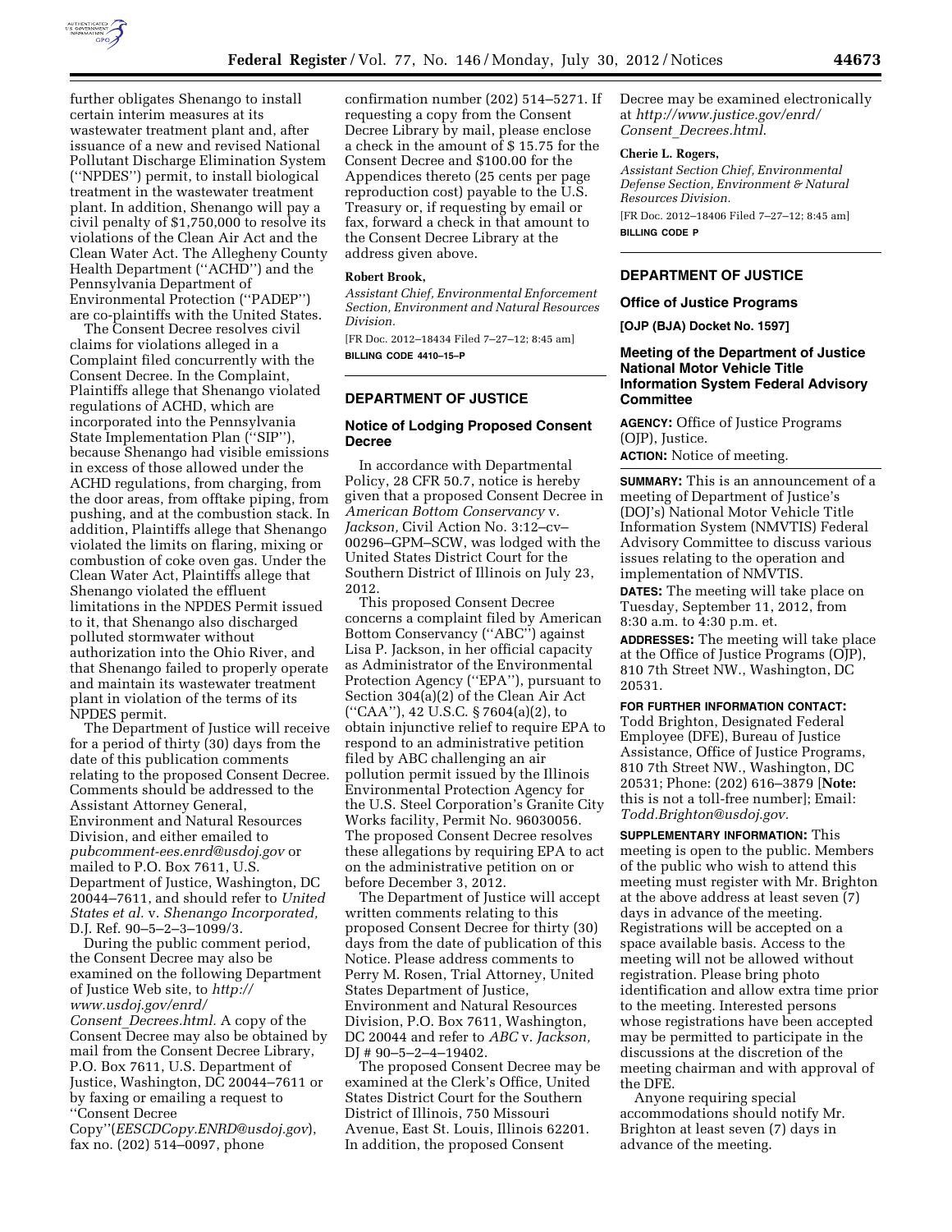further obligates Shenango to install certain interim measures at its wastewater treatment plant and, after issuance of a new and revised National Pollutant Discharge Elimination System (''NPDES'') permit, to install biological treatment in the wastewater treatment plant. In addition, Shenango will pay a civil penalty of $1,750,000 to resolve its violations of the Clean Air Act and the Clean Water Act. The Allegheny County Health Department (''ACHD'') and the Pennsylvania Department of Environmental Protection (''PADEP'') are co-plaintiffs with the United States.

The Consent Decree resolves civil claims for violations alleged in a Complaint filed concurrently with the Consent Decree. In the Complaint, Plaintiffs allege that Shenango violated regulations of ACHD, which are incorporated into the Pennsylvania State Implementation Plan (''SIP''), because Shenango had visible emissions in excess of those allowed under the ACHD regulations, from charging, from the door areas, from offtake piping, from pushing, and at the combustion stack. In addition, Plaintiffs allege that Shenango violated the limits on flaring, mixing or combustion of coke oven gas. Under the Clean Water Act, Plaintiffs allege that Shenango violated the effluent limitations in the NPDES Permit issued to it, that Shenango also discharged polluted stormwater without authorization into the Ohio River, and that Shenango failed to properly operate and maintain its wastewater treatment plant in violation of the terms of its NPDES permit.

The Department of Justice will receive for a period of thirty (30) days from the date of this publication comments relating to the proposed Consent Decree. Comments should be addressed to the Assistant Attorney General, Environment and Natural Resources Division, and either emailed to *pubcomment-ees.enrd@usdoj.gov* or mailed to P.O. Box 7611, U.S. Department of Justice, Washington, DC 20044–7611, and should refer to *United States et al.* v. *Shenango Incorporated,* D.J. Ref. 90–5–2–3–1099/3.

During the public comment period, the Consent Decree may also be examined on the following Department of Justice Web site, to *http://www.usdoj.gov/enrd/Consent_Decrees.html.* A copy of the Consent Decree may also be obtained by mail from the Consent Decree Library, P.O. Box 7611, U.S. Department of Justice, Washington, DC 20044–7611 or by faxing or emailing a request to ''Consent Decree Copy''(*EESCDCopy.ENRD@usdoj.gov*), fax no. (202) 514–0097, phone confirmation number (202) 514–5271. If requesting a copy from the Consent Decree Library by mail, please enclose a check in the amount of $ 15.75 for the Consent Decree and $100.00 for the Appendices thereto (25 cents per page reproduction cost) payable to the U.S. Treasury or, if requesting by email or fax, forward a check in that amount to the Consent Decree Library at the address given above.

**Robert Brook,**

*Assistant Chief, Environmental Enforcement Section, Environment and Natural Resources Division.*

[FR Doc. 2012–18434 Filed 7–27–12; 8:45 am]

**BILLING CODE 4410–15–P**

## DEPARTMENT OF JUSTICE

### Notice of Lodging Proposed Consent Decree

In accordance with Departmental Policy, 28 CFR 50.7, notice is hereby given that a proposed Consent Decree in *American Bottom Conservancy* v. *Jackson,* Civil Action No. 3:12–cv–00296–GPM–SCW, was lodged with the United States District Court for the Southern District of Illinois on July 23, 2012.

This proposed Consent Decree concerns a complaint filed by American Bottom Conservancy (''ABC'') against Lisa P. Jackson, in her official capacity as Administrator of the Environmental Protection Agency (''EPA''), pursuant to Section 304(a)(2) of the Clean Air Act (''CAA''), 42 U.S.C. § 7604(a)(2), to obtain injunctive relief to require EPA to respond to an administrative petition filed by ABC challenging an air pollution permit issued by the Illinois Environmental Protection Agency for the U.S. Steel Corporation's Granite City Works facility, Permit No. 96030056. The proposed Consent Decree resolves these allegations by requiring EPA to act on the administrative petition on or before December 3, 2012.

The Department of Justice will accept written comments relating to this proposed Consent Decree for thirty (30) days from the date of publication of this Notice. Please address comments to Perry M. Rosen, Trial Attorney, United States Department of Justice, Environment and Natural Resources Division, P.O. Box 7611, Washington, DC 20044 and refer to *ABC* v. *Jackson,* DJ # 90–5–2–4–19402.

The proposed Consent Decree may be examined at the Clerk's Office, United States District Court for the Southern District of Illinois, 750 Missouri Avenue, East St. Louis, Illinois 62201. In addition, the proposed Consent Decree may be examined electronically at *http://www.justice.gov/enrd/Consent_Decrees.html.*

**Cherie L. Rogers,**

*Assistant Section Chief, Environmental Defense Section, Environment & Natural Resources Division.*

[FR Doc. 2012–18406 Filed 7–27–12; 8:45 am]

**BILLING CODE P**

## DEPARTMENT OF JUSTICE

### Office of Justice Programs

**[OJP (BJA) Docket No. 1597]**

### Meeting of the Department of Justice National Motor Vehicle Title Information System Federal Advisory Committee

**AGENCY:** Office of Justice Programs (OJP), Justice.

**ACTION:** Notice of meeting.

**SUMMARY:** This is an announcement of a meeting of Department of Justice's (DOJ's) National Motor Vehicle Title Information System (NMVTIS) Federal Advisory Committee to discuss various issues relating to the operation and implementation of NMVTIS.

**DATES:** The meeting will take place on Tuesday, September 11, 2012, from 8:30 a.m. to 4:30 p.m. et.

**ADDRESSES:** The meeting will take place at the Office of Justice Programs (OJP), 810 7th Street NW., Washington, DC 20531.

**FOR FURTHER INFORMATION CONTACT:** Todd Brighton, Designated Federal Employee (DFE), Bureau of Justice Assistance, Office of Justice Programs, 810 7th Street NW., Washington, DC 20531; Phone: (202) 616–3879 [**Note:** this is not a toll-free number]; Email: *Todd.Brighton@usdoj.gov.*

**SUPPLEMENTARY INFORMATION:** This meeting is open to the public. Members of the public who wish to attend this meeting must register with Mr. Brighton at the above address at least seven (7) days in advance of the meeting. Registrations will be accepted on a space available basis. Access to the meeting will not be allowed without registration. Please bring photo identification and allow extra time prior to the meeting. Interested persons whose registrations have been accepted may be permitted to participate in the discussions at the discretion of the meeting chairman and with approval of the DFE.

Anyone requiring special accommodations should notify Mr. Brighton at least seven (7) days in advance of the meeting.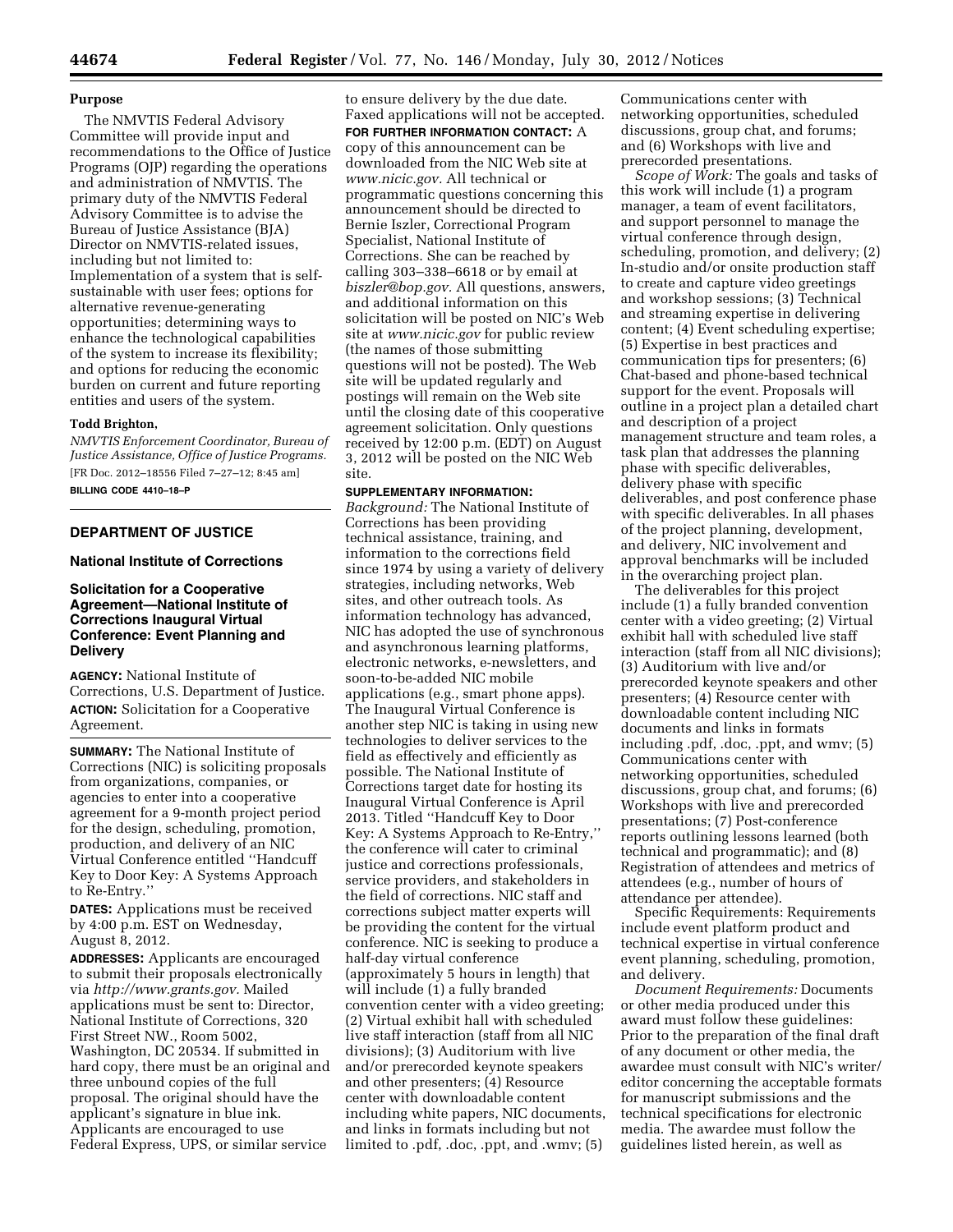**Purpose**

The NMVTIS Federal Advisory Committee will provide input and recommendations to the Office of Justice Programs (OJP) regarding the operations and administration of NMVTIS. The primary duty of the NMVTIS Federal Advisory Committee is to advise the Bureau of Justice Assistance (BJA) Director on NMVTIS-related issues, including but not limited to: Implementation of a system that is self-sustainable with user fees; options for alternative revenue-generating opportunities; determining ways to enhance the technological capabilities of the system to increase its flexibility; and options for reducing the economic burden on current and future reporting entities and users of the system.

**Todd Brighton,**

*NMVTIS Enforcement Coordinator, Bureau of Justice Assistance, Office of Justice Programs.*

[FR Doc. 2012–18556 Filed 7–27–12; 8:45 am]

**BILLING CODE 4410–18–P**

## DEPARTMENT OF JUSTICE

### National Institute of Corrections

### Solicitation for a Cooperative Agreement—National Institute of Corrections Inaugural Virtual Conference: Event Planning and Delivery

**AGENCY:** National Institute of Corrections, U.S. Department of Justice.

**ACTION:** Solicitation for a Cooperative Agreement.

**SUMMARY:** The National Institute of Corrections (NIC) is soliciting proposals from organizations, companies, or agencies to enter into a cooperative agreement for a 9-month project period for the design, scheduling, promotion, production, and delivery of an NIC Virtual Conference entitled ''Handcuff Key to Door Key: A Systems Approach to Re-Entry.''

**DATES:** Applications must be received by 4:00 p.m. EST on Wednesday, August 8, 2012.

**ADDRESSES:** Applicants are encouraged to submit their proposals electronically via *http://www.grants.gov.* Mailed applications must be sent to: Director, National Institute of Corrections, 320 First Street NW., Room 5002, Washington, DC 20534. If submitted in hard copy, there must be an original and three unbound copies of the full proposal. The original should have the applicant's signature in blue ink. Applicants are encouraged to use Federal Express, UPS, or similar service to ensure delivery by the due date. Faxed applications will not be accepted.

**FOR FURTHER INFORMATION CONTACT:** A copy of this announcement can be downloaded from the NIC Web site at *www.nicic.gov.* All technical or programmatic questions concerning this announcement should be directed to Bernie Iszler, Correctional Program Specialist, National Institute of Corrections. She can be reached by calling 303–338–6618 or by email at *biszler@bop.gov.* All questions, answers, and additional information on this solicitation will be posted on NIC's Web site at *www.nicic.gov* for public review (the names of those submitting questions will not be posted). The Web site will be updated regularly and postings will remain on the Web site until the closing date of this cooperative agreement solicitation. Only questions received by 12:00 p.m. (EDT) on August 3, 2012 will be posted on the NIC Web site.

**SUPPLEMENTARY INFORMATION:**

*Background:* The National Institute of Corrections has been providing technical assistance, training, and information to the corrections field since 1974 by using a variety of delivery strategies, including networks, Web sites, and other outreach tools. As information technology has advanced, NIC has adopted the use of synchronous and asynchronous learning platforms, electronic networks, e-newsletters, and soon-to-be-added NIC mobile applications (e.g., smart phone apps). The Inaugural Virtual Conference is another step NIC is taking in using new technologies to deliver services to the field as effectively and efficiently as possible. The National Institute of Corrections target date for hosting its Inaugural Virtual Conference is April 2013. Titled ''Handcuff Key to Door Key: A Systems Approach to Re-Entry,'' the conference will cater to criminal justice and corrections professionals, service providers, and stakeholders in the field of corrections. NIC staff and corrections subject matter experts will be providing the content for the virtual conference. NIC is seeking to produce a half-day virtual conference (approximately 5 hours in length) that will include (1) a fully branded convention center with a video greeting; (2) Virtual exhibit hall with scheduled live staff interaction (staff from all NIC divisions); (3) Auditorium with live and/or prerecorded keynote speakers and other presenters; (4) Resource center with downloadable content including white papers, NIC documents, and links in formats including but not limited to .pdf, .doc, .ppt, and .wmv; (5) Communications center with networking opportunities, scheduled discussions, group chat, and forums; and (6) Workshops with live and prerecorded presentations.

*Scope of Work:* The goals and tasks of this work will include (1) a program manager, a team of event facilitators, and support personnel to manage the virtual conference through design, scheduling, promotion, and delivery; (2) In-studio and/or onsite production staff to create and capture video greetings and workshop sessions; (3) Technical and streaming expertise in delivering content; (4) Event scheduling expertise; (5) Expertise in best practices and communication tips for presenters; (6) Chat-based and phone-based technical support for the event. Proposals will outline in a project plan a detailed chart and description of a project management structure and team roles, a task plan that addresses the planning phase with specific deliverables, delivery phase with specific deliverables, and post conference phase with specific deliverables. In all phases of the project planning, development, and delivery, NIC involvement and approval benchmarks will be included in the overarching project plan.

The deliverables for this project include (1) a fully branded convention center with a video greeting; (2) Virtual exhibit hall with scheduled live staff interaction (staff from all NIC divisions); (3) Auditorium with live and/or prerecorded keynote speakers and other presenters; (4) Resource center with downloadable content including NIC documents and links in formats including .pdf, .doc, .ppt, and wmv; (5) Communications center with networking opportunities, scheduled discussions, group chat, and forums; (6) Workshops with live and prerecorded presentations; (7) Post-conference reports outlining lessons learned (both technical and programmatic); and (8) Registration of attendees and metrics of attendees (e.g., number of hours of attendance per attendee).

Specific Requirements: Requirements include event platform product and technical expertise in virtual conference event planning, scheduling, promotion, and delivery.

*Document Requirements:* Documents or other media produced under this award must follow these guidelines: Prior to the preparation of the final draft of any document or other media, the awardee must consult with NIC's writer/editor concerning the acceptable formats for manuscript submissions and the technical specifications for electronic media. The awardee must follow the guidelines listed herein, as well as